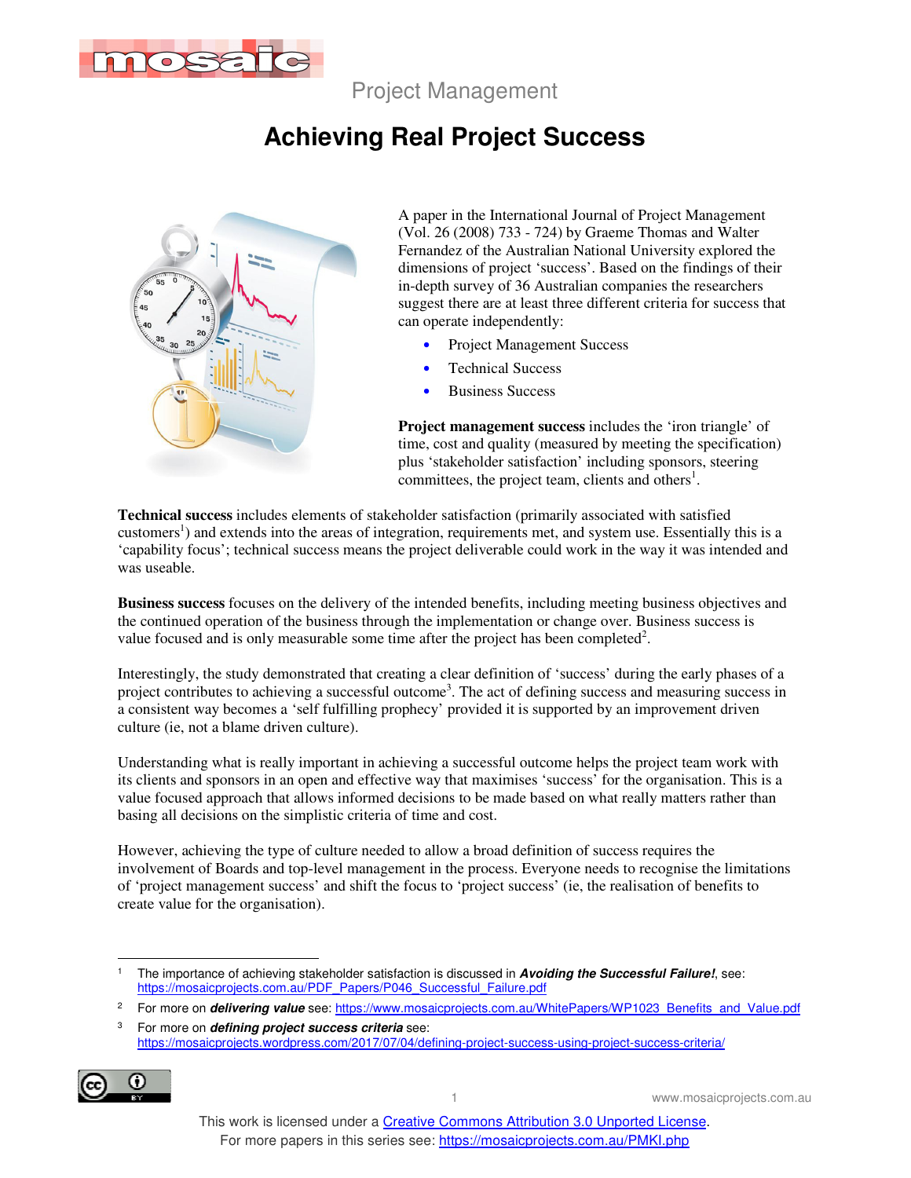Project Management

# Achieving Real Project Success

A paper in the International Journal of Project Management (Vol. 26 (2008) 733 - 724) by Graeme Thomas and Walter Fernandez of the Australian National University explored the dimensions of project 'success'. Based on the findings of their in-depth survey of 36 Australian companies the researchers suggest there are at least three different criteria for success that can operate independently:

- Project Management Success
- Technical Success
- Business Success

**Project management success** includes the 'iron triangle' of time, cost and quality (measured by meeting the specification) plus 'stakeholder satisfaction' including sponsors, steering committees, the project team, clients and others[1].

**Technical success** includes elements of stakeholder satisfaction (primarily associated with satisfied customers[1]) and extends into the areas of integration, requirements met, and system use. Essentially this is a 'capability focus'; technical success means the project deliverable could work in the way it was intended and was useable.

**Business success** focuses on the delivery of the intended benefits, including meeting business objectives and the continued operation of the business through the implementation or change over. Business success is value focused and is only measurable some time after the project has been completed[2].

Interestingly, the study demonstrated that creating a clear definition of 'success' during the early phases of a project contributes to achieving a successful outcome[3]. The act of defining success and measuring success in a consistent way becomes a 'self fulfilling prophecy' provided it is supported by an improvement driven culture (ie, not a blame driven culture).

Understanding what is really important in achieving a successful outcome helps the project team work with its clients and sponsors in an open and effective way that maximises 'success' for the organisation. This is a value focused approach that allows informed decisions to be made based on what really matters rather than basing all decisions on the simplistic criteria of time and cost.

However, achieving the type of culture needed to allow a broad definition of success requires the involvement of Boards and top-level management in the process. Everyone needs to recognise the limitations of 'project management success' and shift the focus to 'project success' (ie, the realisation of benefits to create value for the organisation).

---

1 The importance of achieving stakeholder satisfaction is discussed in ***Avoiding the Successful Failure!***, see: https://mosaicprojects.com.au/PDF_Papers/P046_Successful_Failure.pdf

2 For more on ***delivering value*** see: https://www.mosaicprojects.com.au/WhitePapers/WP1023_Benefits_and_Value.pdf

3 For more on ***defining project success criteria*** see: https://mosaicprojects.wordpress.com/2017/07/04/defining-project-success-using-project-success-criteria/

This work is licensed under a Creative Commons Attribution 3.0 Unported License.
For more papers in this series see: https://mosaicprojects.com.au/PMKI.php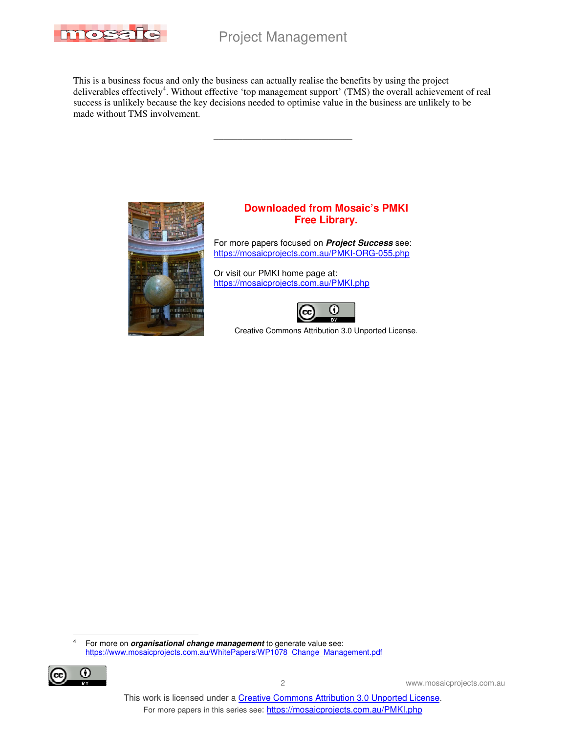This is a business focus and only the business can actually realise the benefits by using the project deliverables effectively[4]. Without effective 'top management support' (TMS) the overall achievement of real success is unlikely because the key decisions needed to optimise value in the business are unlikely to be made without TMS involvement.

\_\_\_\_\_\_\_\_\_\_\_\_\_\_\_\_\_\_\_\_\_\_\_\_\_\_\_\_\_

**Downloaded from Mosaic's PMKI Free Library.**

For more papers focused on ***Project Success*** see:
https://mosaicprojects.com.au/PMKI-ORG-055.php

Or visit our PMKI home page at:
https://mosaicprojects.com.au/PMKI.php

Creative Commons Attribution 3.0 Unported License.

---

[4] For more on ***organisational change management*** to generate value see: https://www.mosaicprojects.com.au/WhitePapers/WP1078_Change_Management.pdf